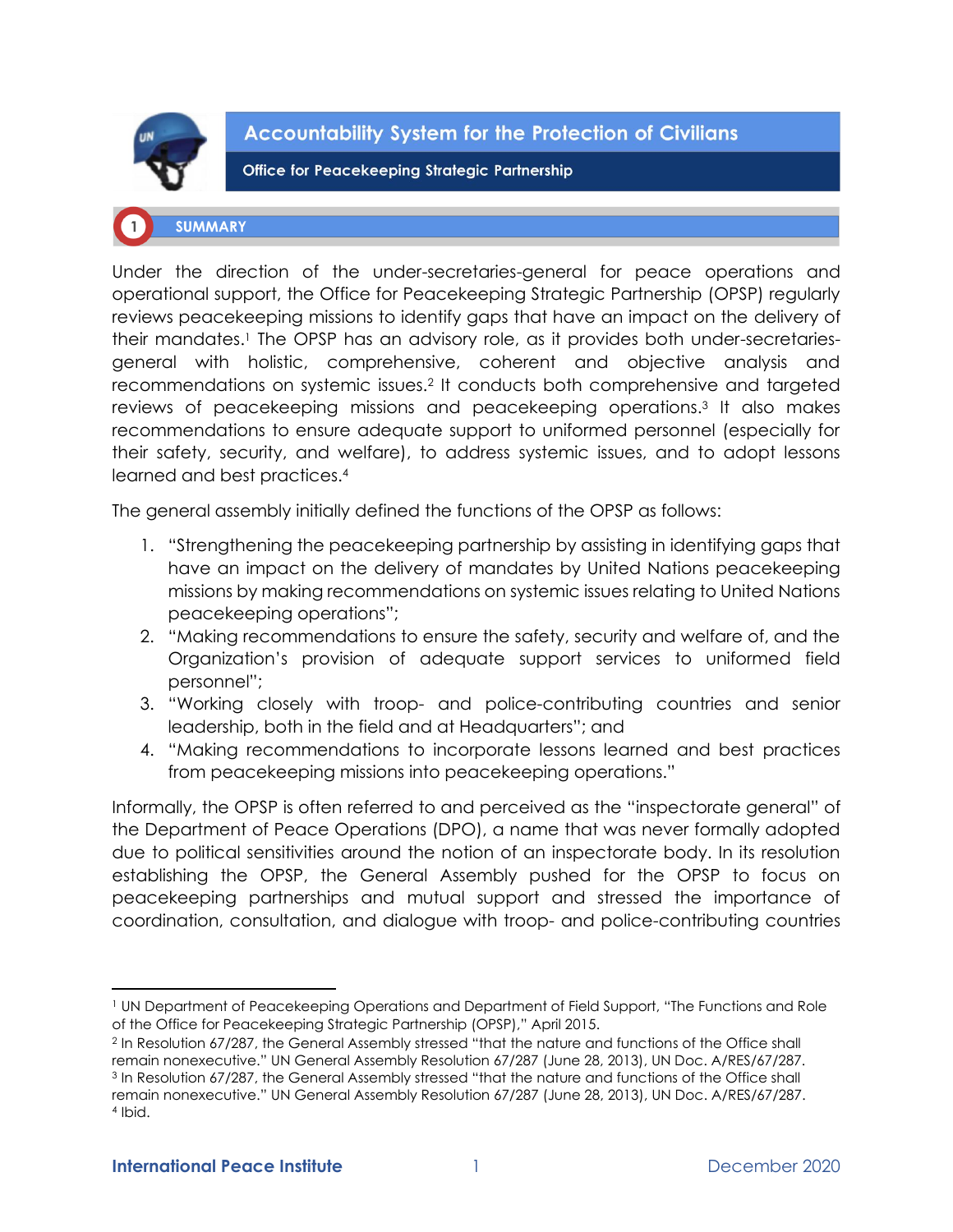# Accountability System for the Protection of Civilians

## Office for Peacekeeping Strategic Partnership

## 1 SUMMARY

Under the direction of the under-secretaries-general for peace operations and operational support, the Office for Peacekeeping Strategic Partnership (OPSP) regularly reviews peacekeeping missions to identify gaps that have an impact on the delivery of their mandates.[1] The OPSP has an advisory role, as it provides both under-secretaries-general with holistic, comprehensive, coherent and objective analysis and recommendations on systemic issues.[2] It conducts both comprehensive and targeted reviews of peacekeeping missions and peacekeeping operations.[3] It also makes recommendations to ensure adequate support to uniformed personnel (especially for their safety, security, and welfare), to address systemic issues, and to adopt lessons learned and best practices.[4]

The general assembly initially defined the functions of the OPSP as follows:

1. "Strengthening the peacekeeping partnership by assisting in identifying gaps that have an impact on the delivery of mandates by United Nations peacekeeping missions by making recommendations on systemic issues relating to United Nations peacekeeping operations";
2. "Making recommendations to ensure the safety, security and welfare of, and the Organization's provision of adequate support services to uniformed field personnel";
3. "Working closely with troop- and police-contributing countries and senior leadership, both in the field and at Headquarters"; and
4. "Making recommendations to incorporate lessons learned and best practices from peacekeeping missions into peacekeeping operations."

Informally, the OPSP is often referred to and perceived as the "inspectorate general" of the Department of Peace Operations (DPO), a name that was never formally adopted due to political sensitivities around the notion of an inspectorate body. In its resolution establishing the OPSP, the General Assembly pushed for the OPSP to focus on peacekeeping partnerships and mutual support and stressed the importance of coordination, consultation, and dialogue with troop- and police-contributing countries

---

[1] UN Department of Peacekeeping Operations and Department of Field Support, "The Functions and Role of the Office for Peacekeeping Strategic Partnership (OPSP)," April 2015.

[2] In Resolution 67/287, the General Assembly stressed "that the nature and functions of the Office shall remain nonexecutive." UN General Assembly Resolution 67/287 (June 28, 2013), UN Doc. A/RES/67/287.

[3] In Resolution 67/287, the General Assembly stressed "that the nature and functions of the Office shall remain nonexecutive." UN General Assembly Resolution 67/287 (June 28, 2013), UN Doc. A/RES/67/287.

[4] Ibid.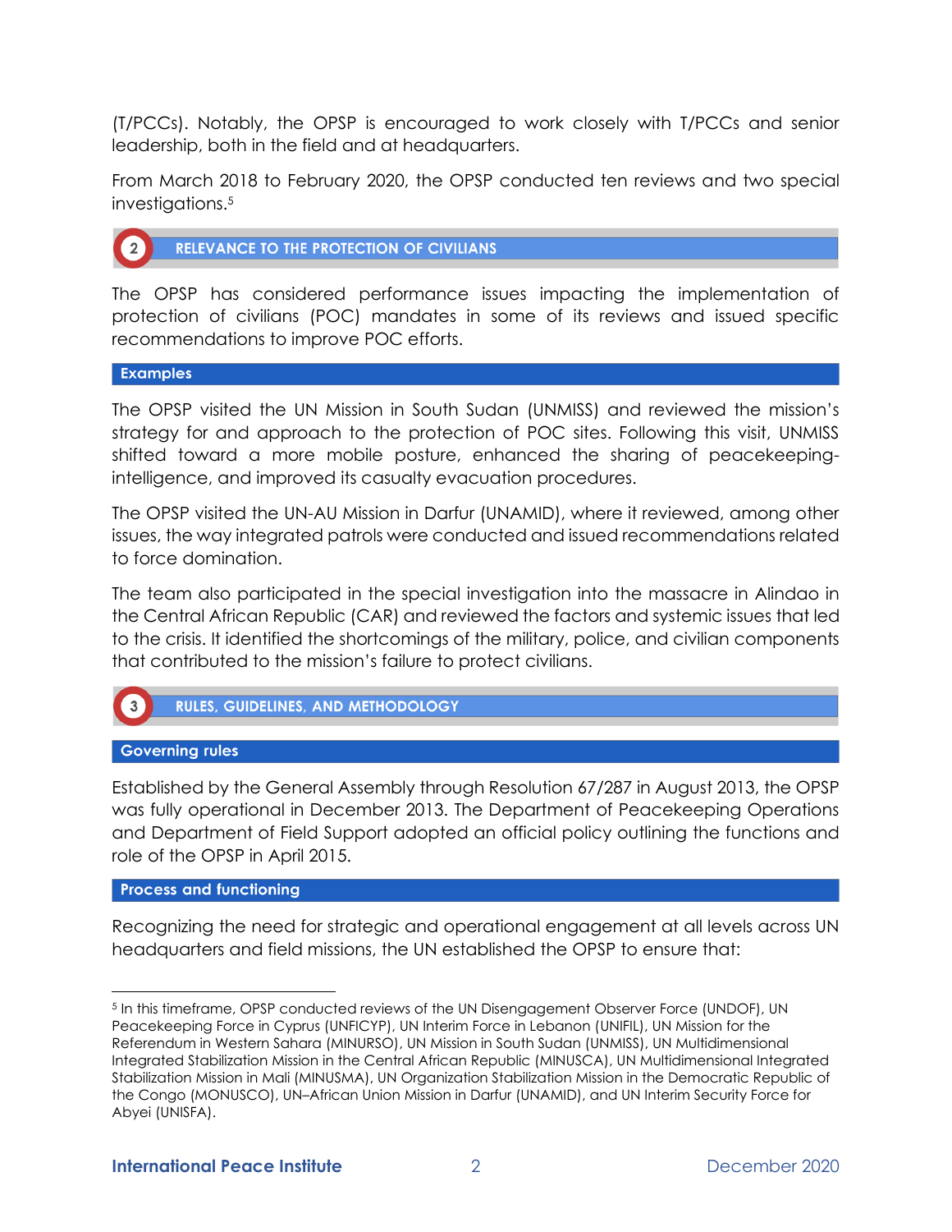(T/PCCs). Notably, the OPSP is encouraged to work closely with T/PCCs and senior leadership, both in the field and at headquarters.

From March 2018 to February 2020, the OPSP conducted ten reviews and two special investigations.[5]

## 2 RELEVANCE TO THE PROTECTION OF CIVILIANS

The OPSP has considered performance issues impacting the implementation of protection of civilians (POC) mandates in some of its reviews and issued specific recommendations to improve POC efforts.

### Examples

The OPSP visited the UN Mission in South Sudan (UNMISS) and reviewed the mission's strategy for and approach to the protection of POC sites. Following this visit, UNMISS shifted toward a more mobile posture, enhanced the sharing of peacekeeping-intelligence, and improved its casualty evacuation procedures.

The OPSP visited the UN-AU Mission in Darfur (UNAMID), where it reviewed, among other issues, the way integrated patrols were conducted and issued recommendations related to force domination.

The team also participated in the special investigation into the massacre in Alindao in the Central African Republic (CAR) and reviewed the factors and systemic issues that led to the crisis. It identified the shortcomings of the military, police, and civilian components that contributed to the mission's failure to protect civilians.

## 3 RULES, GUIDELINES, AND METHODOLOGY

### Governing rules

Established by the General Assembly through Resolution 67/287 in August 2013, the OPSP was fully operational in December 2013. The Department of Peacekeeping Operations and Department of Field Support adopted an official policy outlining the functions and role of the OPSP in April 2015.

### Process and functioning

Recognizing the need for strategic and operational engagement at all levels across UN headquarters and field missions, the UN established the OPSP to ensure that:

---

[5] In this timeframe, OPSP conducted reviews of the UN Disengagement Observer Force (UNDOF), UN Peacekeeping Force in Cyprus (UNFICYP), UN Interim Force in Lebanon (UNIFIL), UN Mission for the Referendum in Western Sahara (MINURSO), UN Mission in South Sudan (UNMISS), UN Multidimensional Integrated Stabilization Mission in the Central African Republic (MINUSCA), UN Multidimensional Integrated Stabilization Mission in Mali (MINUSMA), UN Organization Stabilization Mission in the Democratic Republic of the Congo (MONUSCO), UN–African Union Mission in Darfur (UNAMID), and UN Interim Security Force for Abyei (UNISFA).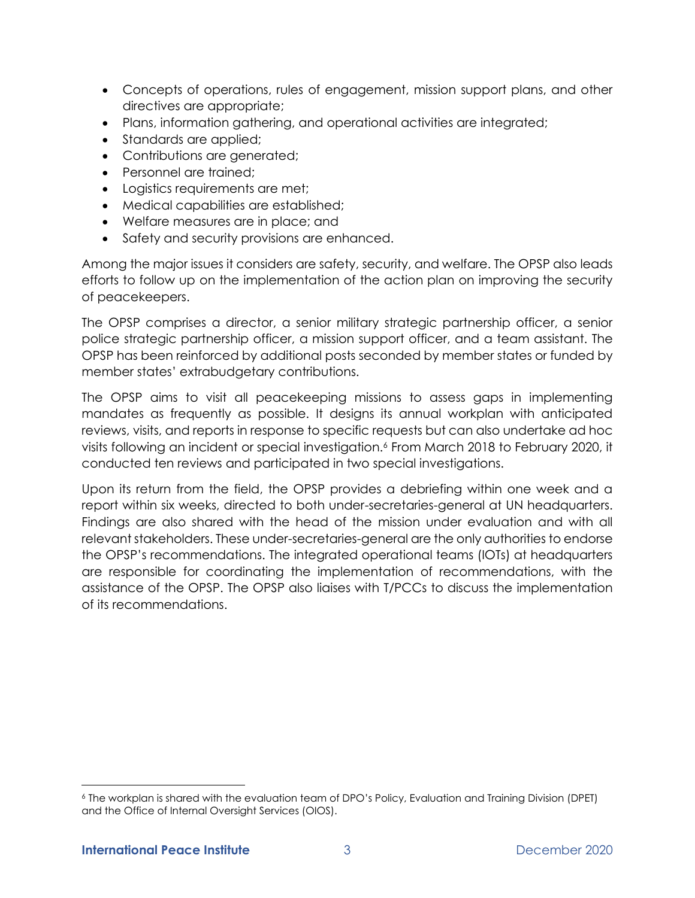- Concepts of operations, rules of engagement, mission support plans, and other directives are appropriate;
- Plans, information gathering, and operational activities are integrated;
- Standards are applied;
- Contributions are generated;
- Personnel are trained;
- Logistics requirements are met;
- Medical capabilities are established;
- Welfare measures are in place; and
- Safety and security provisions are enhanced.

Among the major issues it considers are safety, security, and welfare. The OPSP also leads efforts to follow up on the implementation of the action plan on improving the security of peacekeepers.

The OPSP comprises a director, a senior military strategic partnership officer, a senior police strategic partnership officer, a mission support officer, and a team assistant. The OPSP has been reinforced by additional posts seconded by member states or funded by member states' extrabudgetary contributions.

The OPSP aims to visit all peacekeeping missions to assess gaps in implementing mandates as frequently as possible. It designs its annual workplan with anticipated reviews, visits, and reports in response to specific requests but can also undertake ad hoc visits following an incident or special investigation.[6] From March 2018 to February 2020, it conducted ten reviews and participated in two special investigations.

Upon its return from the field, the OPSP provides a debriefing within one week and a report within six weeks, directed to both under-secretaries-general at UN headquarters. Findings are also shared with the head of the mission under evaluation and with all relevant stakeholders. These under-secretaries-general are the only authorities to endorse the OPSP's recommendations. The integrated operational teams (IOTs) at headquarters are responsible for coordinating the implementation of recommendations, with the assistance of the OPSP. The OPSP also liaises with T/PCCs to discuss the implementation of its recommendations.

[6] The workplan is shared with the evaluation team of DPO's Policy, Evaluation and Training Division (DPET) and the Office of Internal Oversight Services (OIOS).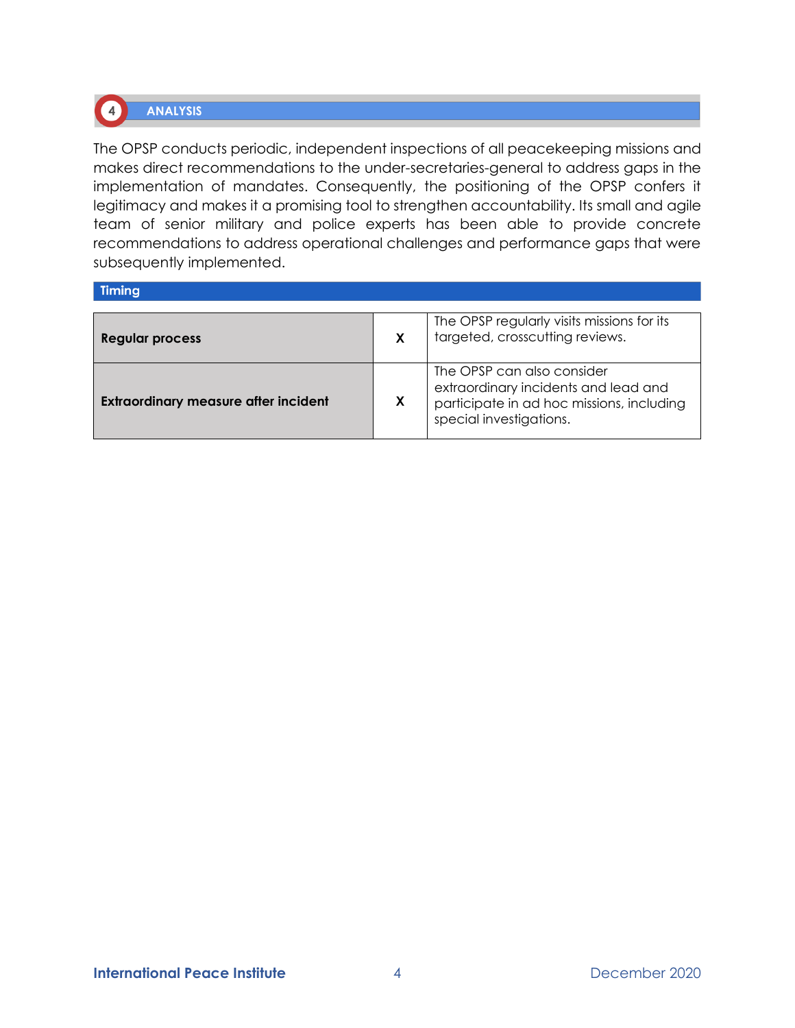## 4 ANALYSIS

The OPSP conducts periodic, independent inspections of all peacekeeping missions and makes direct recommendations to the under-secretaries-general to address gaps in the implementation of mandates. Consequently, the positioning of the OPSP confers it legitimacy and makes it a promising tool to strengthen accountability. Its small and agile team of senior military and police experts has been able to provide concrete recommendations to address operational challenges and performance gaps that were subsequently implemented.

### Timing

| | | |
|---|---|---|
| **Regular process** | **X** | The OPSP regularly visits missions for its targeted, crosscutting reviews. |
| **Extraordinary measure after incident** | **X** | The OPSP can also consider extraordinary incidents and lead and participate in ad hoc missions, including special investigations. |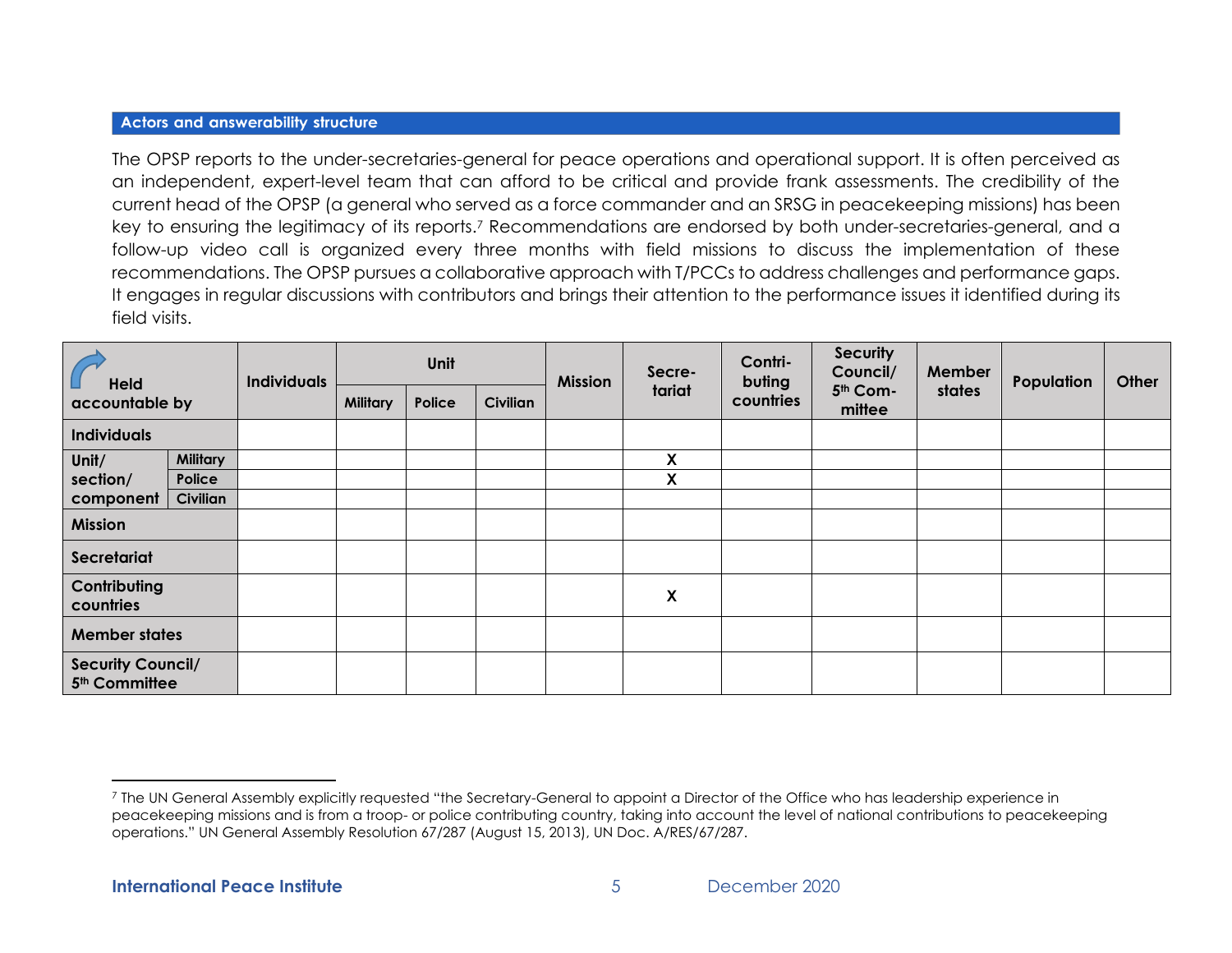**Actors and answerability structure**

The OPSP reports to the under-secretaries-general for peace operations and operational support. It is often perceived as an independent, expert-level team that can afford to be critical and provide frank assessments. The credibility of the current head of the OPSP (a general who served as a force commander and an SRSG in peacekeeping missions) has been key to ensuring the legitimacy of its reports.[7] Recommendations are endorsed by both under-secretaries-general, and a follow-up video call is organized every three months with field missions to discuss the implementation of these recommendations. The OPSP pursues a collaborative approach with T/PCCs to address challenges and performance gaps. It engages in regular discussions with contributors and brings their attention to the performance issues it identified during its field visits.

| Held accountable by | | Individuals | Unit | | | Mission | Secretariat | Contributing countries | Security Council/ 5th Committee | Member states | Population | Other |
|---|---|---|---|---|---|---|---|---|---|---|---|---|
| | | | Military | Police | Civilian | | | | | | | |
| Individuals | | | | | | | | | | | | |
| Unit/ section/ component | Military | | | | | | X | | | | | |
| | Police | | | | | | X | | | | | |
| | Civilian | | | | | | | | | | | |
| Mission | | | | | | | | | | | | |
| Secretariat | | | | | | | | | | | | |
| Contributing countries | | | | | | | X | | | | | |
| Member states | | | | | | | | | | | | |
| Security Council/ 5th Committee | | | | | | | | | | | | |

[7] The UN General Assembly explicitly requested "the Secretary-General to appoint a Director of the Office who has leadership experience in peacekeeping missions and is from a troop- or police contributing country, taking into account the level of national contributions to peacekeeping operations." UN General Assembly Resolution 67/287 (August 15, 2013), UN Doc. A/RES/67/287.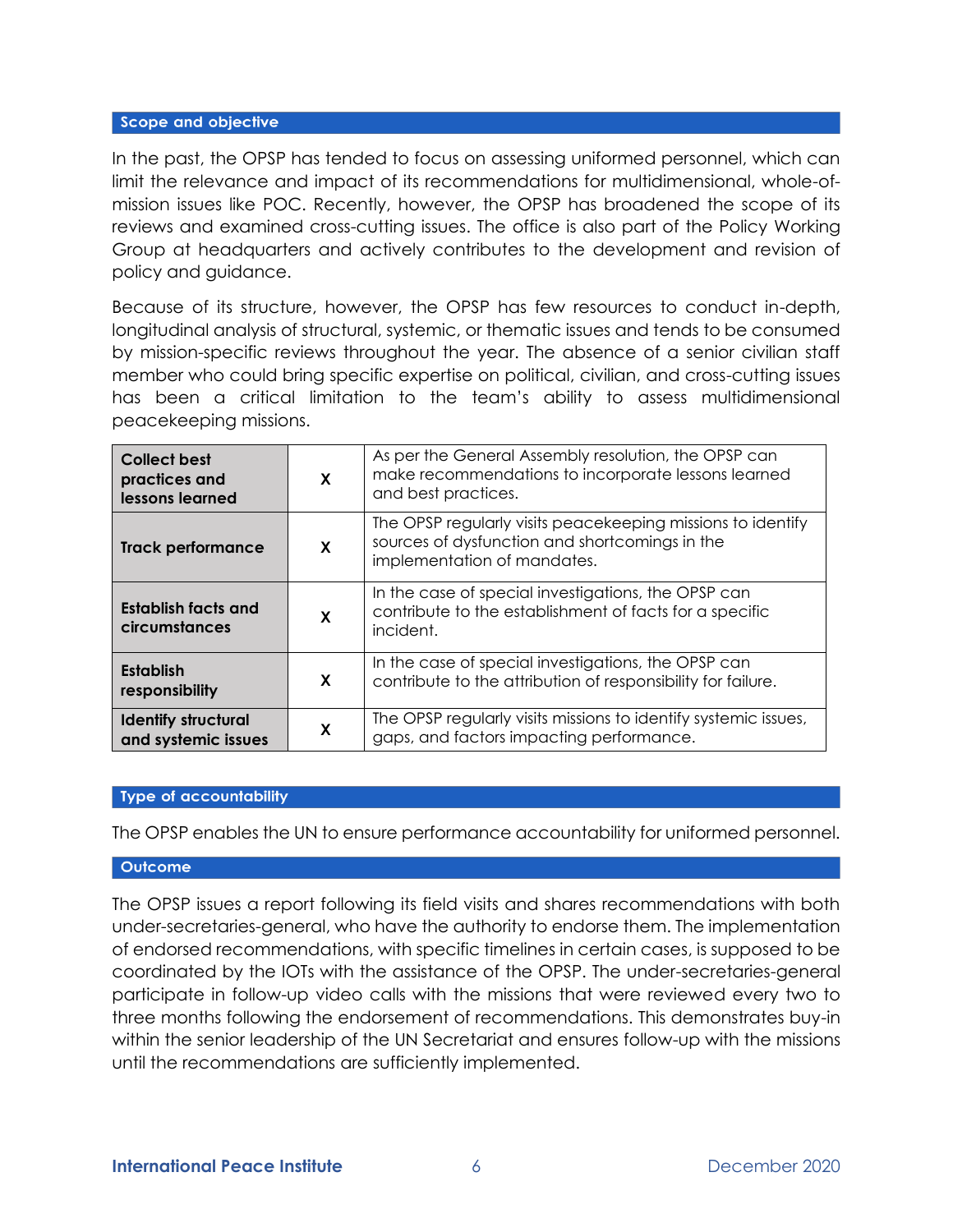## Scope and objective

In the past, the OPSP has tended to focus on assessing uniformed personnel, which can limit the relevance and impact of its recommendations for multidimensional, whole-of-mission issues like POC. Recently, however, the OPSP has broadened the scope of its reviews and examined cross-cutting issues. The office is also part of the Policy Working Group at headquarters and actively contributes to the development and revision of policy and guidance.

Because of its structure, however, the OPSP has few resources to conduct in-depth, longitudinal analysis of structural, systemic, or thematic issues and tends to be consumed by mission-specific reviews throughout the year. The absence of a senior civilian staff member who could bring specific expertise on political, civilian, and cross-cutting issues has been a critical limitation to the team's ability to assess multidimensional peacekeeping missions.

| | | |
|---|---|---|
| **Collect best practices and lessons learned** | **X** | As per the General Assembly resolution, the OPSP can make recommendations to incorporate lessons learned and best practices. |
| **Track performance** | **X** | The OPSP regularly visits peacekeeping missions to identify sources of dysfunction and shortcomings in the implementation of mandates. |
| **Establish facts and circumstances** | **X** | In the case of special investigations, the OPSP can contribute to the establishment of facts for a specific incident. |
| **Establish responsibility** | **X** | In the case of special investigations, the OPSP can contribute to the attribution of responsibility for failure. |
| **Identify structural and systemic issues** | **X** | The OPSP regularly visits missions to identify systemic issues, gaps, and factors impacting performance. |

## Type of accountability

The OPSP enables the UN to ensure performance accountability for uniformed personnel.

## Outcome

The OPSP issues a report following its field visits and shares recommendations with both under-secretaries-general, who have the authority to endorse them. The implementation of endorsed recommendations, with specific timelines in certain cases, is supposed to be coordinated by the IOTs with the assistance of the OPSP. The under-secretaries-general participate in follow-up video calls with the missions that were reviewed every two to three months following the endorsement of recommendations. This demonstrates buy-in within the senior leadership of the UN Secretariat and ensures follow-up with the missions until the recommendations are sufficiently implemented.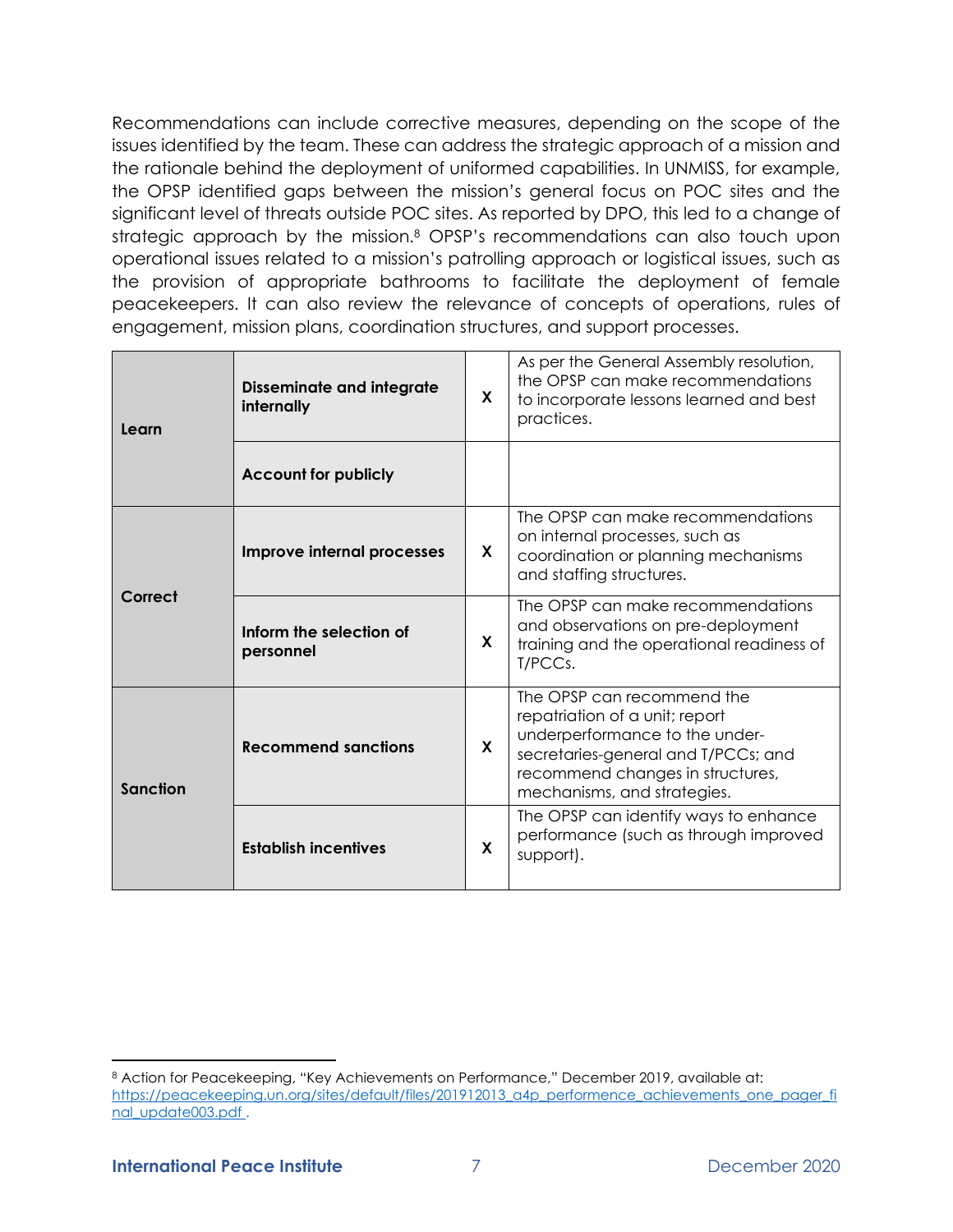Recommendations can include corrective measures, depending on the scope of the issues identified by the team. These can address the strategic approach of a mission and the rationale behind the deployment of uniformed capabilities. In UNMISS, for example, the OPSP identified gaps between the mission's general focus on POC sites and the significant level of threats outside POC sites. As reported by DPO, this led to a change of strategic approach by the mission.[8] OPSP's recommendations can also touch upon operational issues related to a mission's patrolling approach or logistical issues, such as the provision of appropriate bathrooms to facilitate the deployment of female peacekeepers. It can also review the relevance of concepts of operations, rules of engagement, mission plans, coordination structures, and support processes.

| | | | |
|---|---|---|---|
| **Learn** | **Disseminate and integrate internally** | **X** | As per the General Assembly resolution, the OPSP can make recommendations to incorporate lessons learned and best practices. |
| | **Account for publicly** | | |
| **Correct** | **Improve internal processes** | **X** | The OPSP can make recommendations on internal processes, such as coordination or planning mechanisms and staffing structures. |
| | **Inform the selection of personnel** | **X** | The OPSP can make recommendations and observations on pre-deployment training and the operational readiness of T/PCCs. |
| **Sanction** | **Recommend sanctions** | **X** | The OPSP can recommend the repatriation of a unit; report underperformance to the under-secretaries-general and T/PCCs; and recommend changes in structures, mechanisms, and strategies. |
| | **Establish incentives** | **X** | The OPSP can identify ways to enhance performance (such as through improved support). |

[8] Action for Peacekeeping, "Key Achievements on Performance," December 2019, available at: https://peacekeeping.un.org/sites/default/files/201912013_a4p_performence_achievements_one_pager_final_update003.pdf .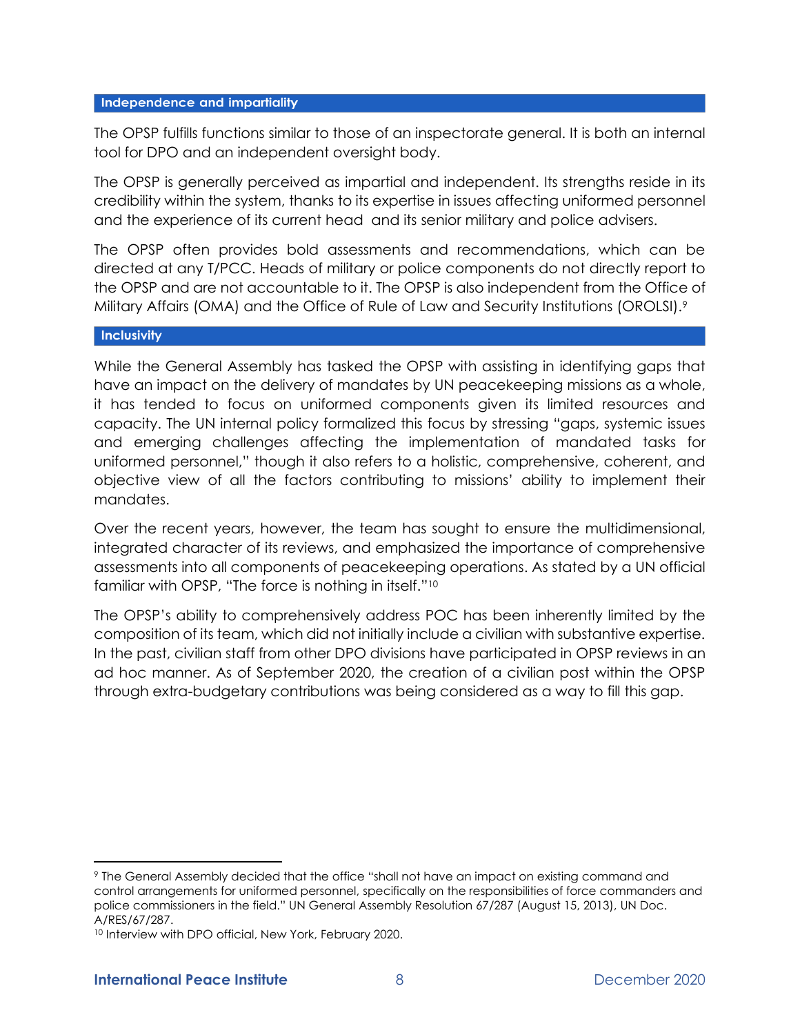### Independence and impartiality

The OPSP fulfills functions similar to those of an inspectorate general. It is both an internal tool for DPO and an independent oversight body.

The OPSP is generally perceived as impartial and independent. Its strengths reside in its credibility within the system, thanks to its expertise in issues affecting uniformed personnel and the experience of its current head and its senior military and police advisers.

The OPSP often provides bold assessments and recommendations, which can be directed at any T/PCC. Heads of military or police components do not directly report to the OPSP and are not accountable to it. The OPSP is also independent from the Office of Military Affairs (OMA) and the Office of Rule of Law and Security Institutions (OROLSI).[9]

### Inclusivity

While the General Assembly has tasked the OPSP with assisting in identifying gaps that have an impact on the delivery of mandates by UN peacekeeping missions as a whole, it has tended to focus on uniformed components given its limited resources and capacity. The UN internal policy formalized this focus by stressing "gaps, systemic issues and emerging challenges affecting the implementation of mandated tasks for uniformed personnel," though it also refers to a holistic, comprehensive, coherent, and objective view of all the factors contributing to missions' ability to implement their mandates.

Over the recent years, however, the team has sought to ensure the multidimensional, integrated character of its reviews, and emphasized the importance of comprehensive assessments into all components of peacekeeping operations. As stated by a UN official familiar with OPSP, "The force is nothing in itself."[10]

The OPSP's ability to comprehensively address POC has been inherently limited by the composition of its team, which did not initially include a civilian with substantive expertise. In the past, civilian staff from other DPO divisions have participated in OPSP reviews in an ad hoc manner. As of September 2020, the creation of a civilian post within the OPSP through extra-budgetary contributions was being considered as a way to fill this gap.

---

[9] The General Assembly decided that the office "shall not have an impact on existing command and control arrangements for uniformed personnel, specifically on the responsibilities of force commanders and police commissioners in the field." UN General Assembly Resolution 67/287 (August 15, 2013), UN Doc. A/RES/67/287.

[10] Interview with DPO official, New York, February 2020.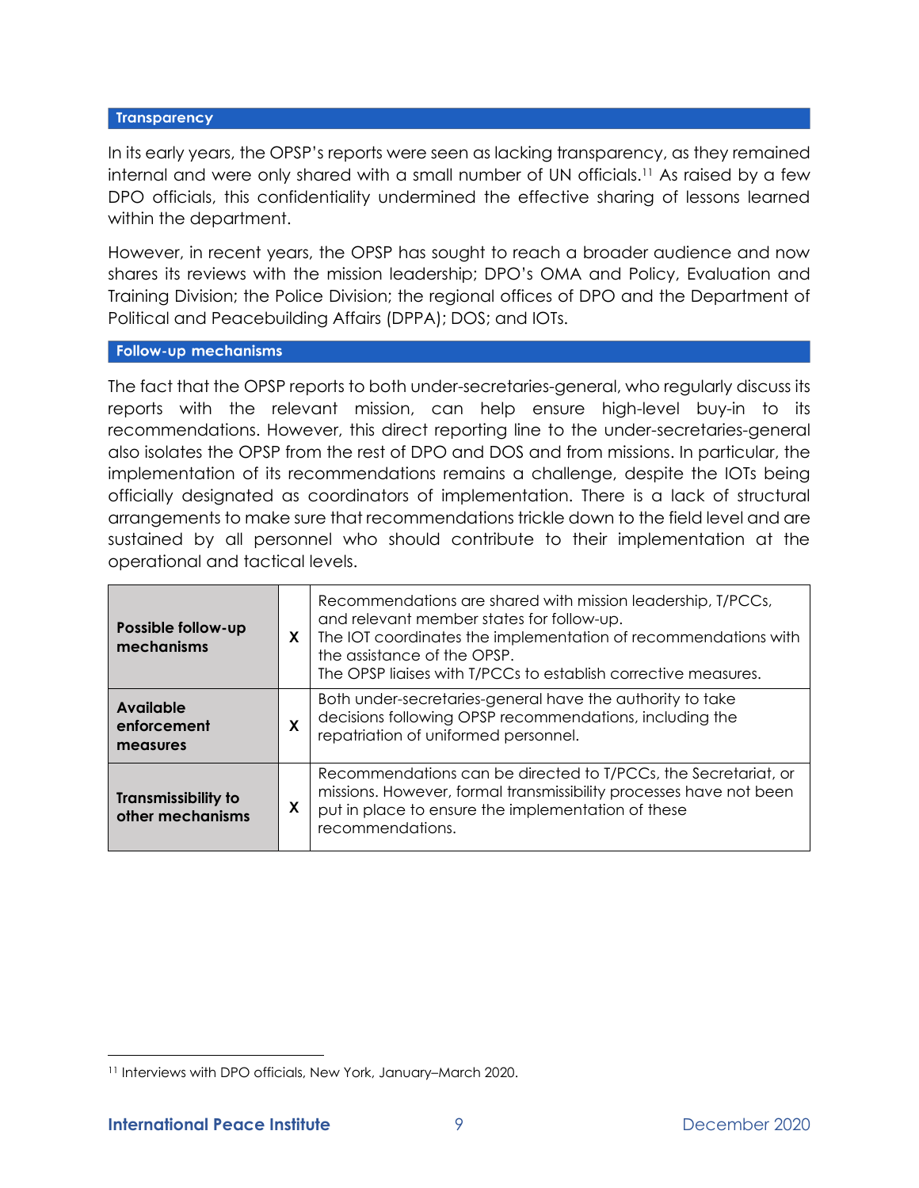### Transparency

In its early years, the OPSP's reports were seen as lacking transparency, as they remained internal and were only shared with a small number of UN officials.[11] As raised by a few DPO officials, this confidentiality undermined the effective sharing of lessons learned within the department.

However, in recent years, the OPSP has sought to reach a broader audience and now shares its reviews with the mission leadership; DPO's OMA and Policy, Evaluation and Training Division; the Police Division; the regional offices of DPO and the Department of Political and Peacebuilding Affairs (DPPA); DOS; and IOTs.

### Follow-up mechanisms

The fact that the OPSP reports to both under-secretaries-general, who regularly discuss its reports with the relevant mission, can help ensure high-level buy-in to its recommendations. However, this direct reporting line to the under-secretaries-general also isolates the OPSP from the rest of DPO and DOS and from missions. In particular, the implementation of its recommendations remains a challenge, despite the IOTs being officially designated as coordinators of implementation. There is a lack of structural arrangements to make sure that recommendations trickle down to the field level and are sustained by all personnel who should contribute to their implementation at the operational and tactical levels.

| | | |
|---|---|---|
| **Possible follow-up mechanisms** | X | Recommendations are shared with mission leadership, T/PCCs, and relevant member states for follow-up.<br>The IOT coordinates the implementation of recommendations with the assistance of the OPSP.<br>The OPSP liaises with T/PCCs to establish corrective measures. |
| **Available enforcement measures** | X | Both under-secretaries-general have the authority to take decisions following OPSP recommendations, including the repatriation of uniformed personnel. |
| **Transmissibility to other mechanisms** | X | Recommendations can be directed to T/PCCs, the Secretariat, or missions. However, formal transmissibility processes have not been put in place to ensure the implementation of these recommendations. |

[11] Interviews with DPO officials, New York, January–March 2020.